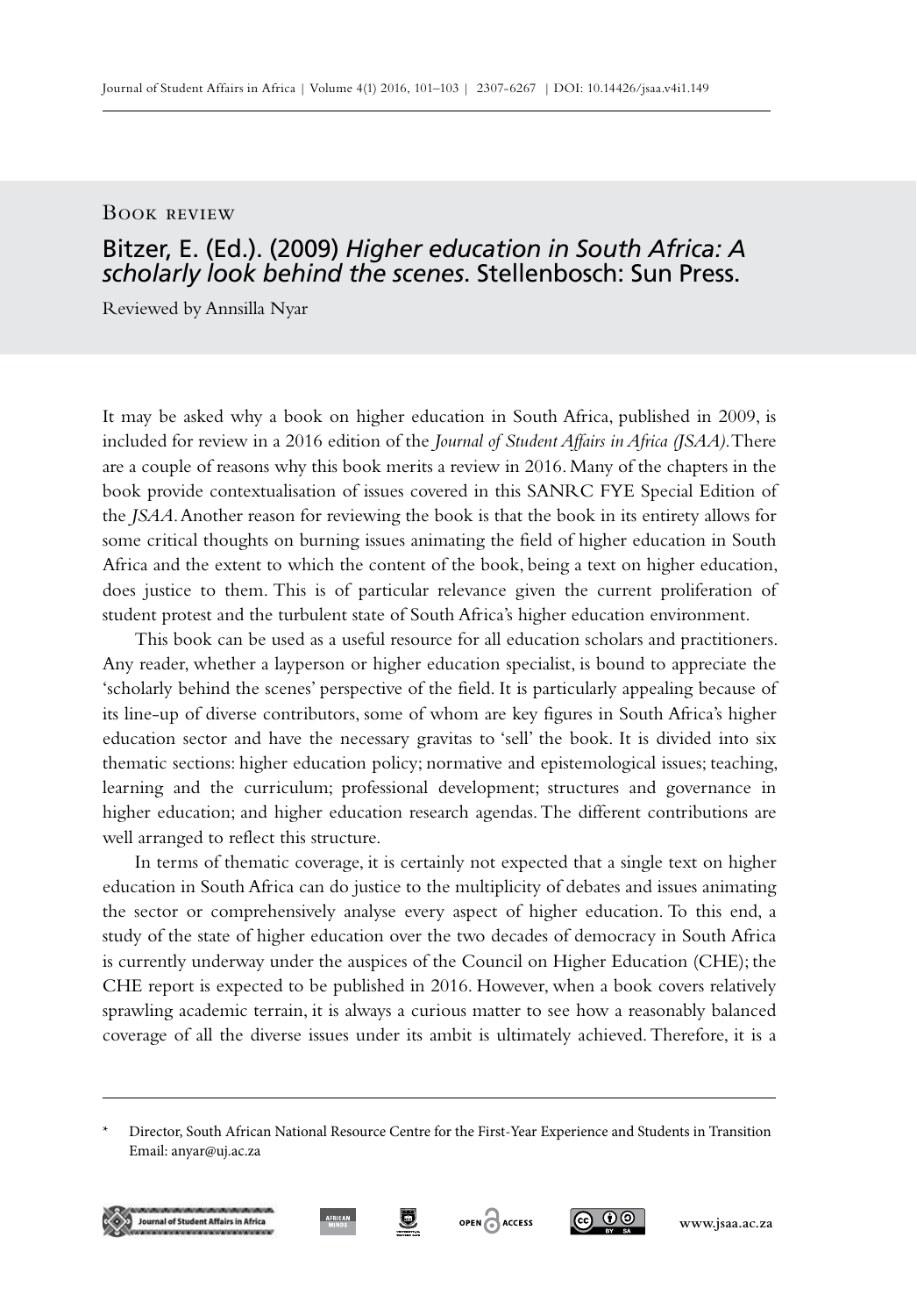Book review

## Bitzer, E. (Ed.). (2009) *Higher education in South Africa: A scholarly look behind the scenes*. Stellenbosch: Sun Press.

Reviewed by Annsilla Nyar*

It may be asked why a book on higher education in South Africa, published in 2009, is included for review in a 2016 edition of the *Journal of Student Affairs in Africa (JSAA)*. There are a couple of reasons why this book merits a review in 2016. Many of the chapters in the book provide contextualisation of issues covered in this SANRC FYE Special Edition of the *JSAA*. Another reason for reviewing the book is that the book in its entirety allows for some critical thoughts on burning issues animating the field of higher education in South Africa and the extent to which the content of the book, being a text on higher education, does justice to them. This is of particular relevance given the current proliferation of student protest and the turbulent state of South Africa's higher education environment.

This book can be used as a useful resource for all education scholars and practitioners. Any reader, whether a layperson or higher education specialist, is bound to appreciate the 'scholarly behind the scenes' perspective of the field. It is particularly appealing because of its line-up of diverse contributors, some of whom are key figures in South Africa's higher education sector and have the necessary gravitas to 'sell' the book. It is divided into six thematic sections: higher education policy; normative and epistemological issues; teaching, learning and the curriculum; professional development; structures and governance in higher education; and higher education research agendas. The different contributions are well arranged to reflect this structure.

In terms of thematic coverage, it is certainly not expected that a single text on higher education in South Africa can do justice to the multiplicity of debates and issues animating the sector or comprehensively analyse every aspect of higher education. To this end, a study of the state of higher education over the two decades of democracy in South Africa is currently underway under the auspices of the Council on Higher Education (CHE); the CHE report is expected to be published in 2016. However, when a book covers relatively sprawling academic terrain, it is always a curious matter to see how a reasonably balanced coverage of all the diverse issues under its ambit is ultimately achieved. Therefore, it is a

\* Director, South African National Resource Centre for the First-Year Experience and Students in Transition Email: anyar@uj.ac.za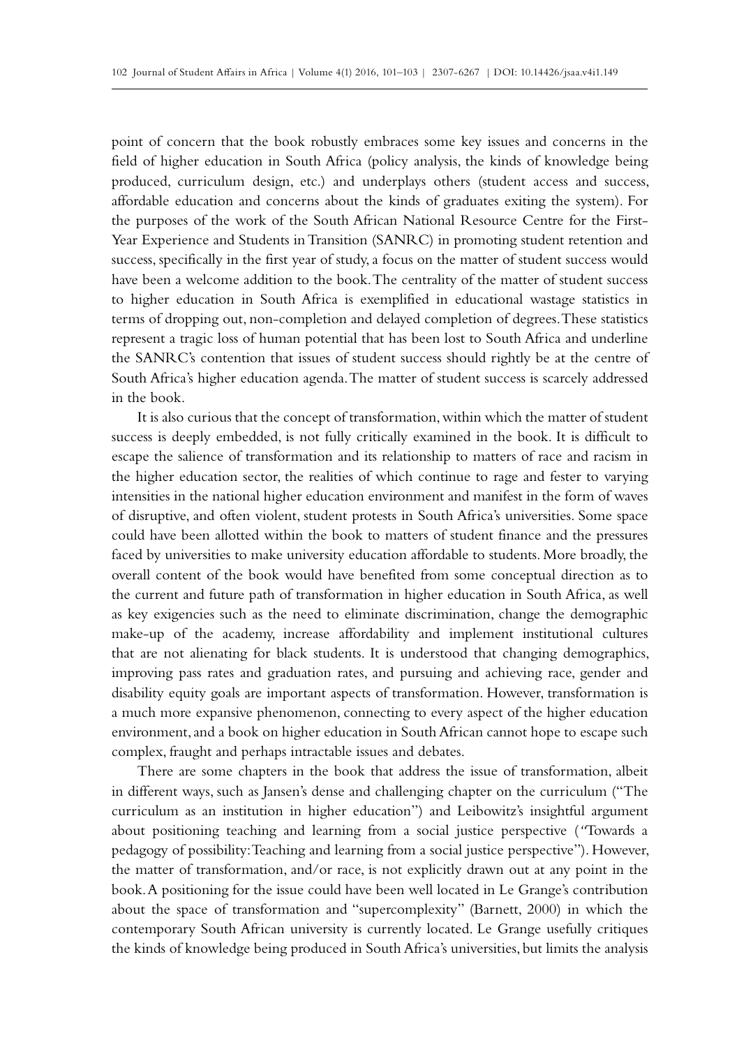point of concern that the book robustly embraces some key issues and concerns in the field of higher education in South Africa (policy analysis, the kinds of knowledge being produced, curriculum design, etc.) and underplays others (student access and success, affordable education and concerns about the kinds of graduates exiting the system). For the purposes of the work of the South African National Resource Centre for the First-Year Experience and Students in Transition (SANRC) in promoting student retention and success, specifically in the first year of study, a focus on the matter of student success would have been a welcome addition to the book. The centrality of the matter of student success to higher education in South Africa is exemplified in educational wastage statistics in terms of dropping out, non-completion and delayed completion of degrees. These statistics represent a tragic loss of human potential that has been lost to South Africa and underline the SANRC's contention that issues of student success should rightly be at the centre of South Africa's higher education agenda. The matter of student success is scarcely addressed in the book.

It is also curious that the concept of transformation, within which the matter of student success is deeply embedded, is not fully critically examined in the book. It is difficult to escape the salience of transformation and its relationship to matters of race and racism in the higher education sector, the realities of which continue to rage and fester to varying intensities in the national higher education environment and manifest in the form of waves of disruptive, and often violent, student protests in South Africa's universities. Some space could have been allotted within the book to matters of student finance and the pressures faced by universities to make university education affordable to students. More broadly, the overall content of the book would have benefited from some conceptual direction as to the current and future path of transformation in higher education in South Africa, as well as key exigencies such as the need to eliminate discrimination, change the demographic make-up of the academy, increase affordability and implement institutional cultures that are not alienating for black students. It is understood that changing demographics, improving pass rates and graduation rates, and pursuing and achieving race, gender and disability equity goals are important aspects of transformation. However, transformation is a much more expansive phenomenon, connecting to every aspect of the higher education environment, and a book on higher education in South African cannot hope to escape such complex, fraught and perhaps intractable issues and debates.

There are some chapters in the book that address the issue of transformation, albeit in different ways, such as Jansen's dense and challenging chapter on the curriculum ("The curriculum as an institution in higher education") and Leibowitz's insightful argument about positioning teaching and learning from a social justice perspective ("Towards a pedagogy of possibility: Teaching and learning from a social justice perspective"). However, the matter of transformation, and/or race, is not explicitly drawn out at any point in the book. A positioning for the issue could have been well located in Le Grange's contribution about the space of transformation and "supercomplexity" (Barnett, 2000) in which the contemporary South African university is currently located. Le Grange usefully critiques the kinds of knowledge being produced in South Africa's universities, but limits the analysis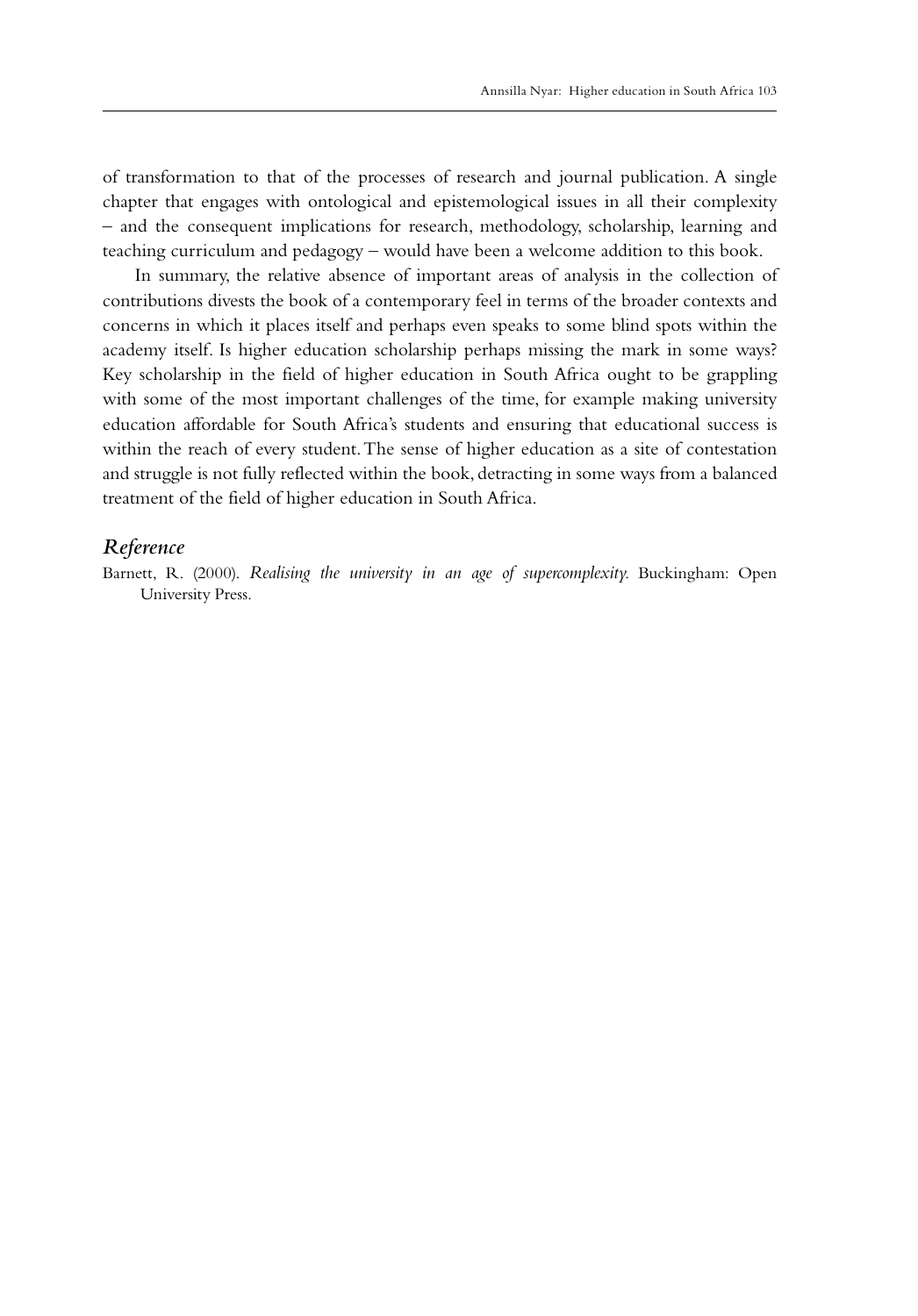of transformation to that of the processes of research and journal publication. A single chapter that engages with ontological and epistemological issues in all their complexity – and the consequent implications for research, methodology, scholarship, learning and teaching curriculum and pedagogy – would have been a welcome addition to this book.

In summary, the relative absence of important areas of analysis in the collection of contributions divests the book of a contemporary feel in terms of the broader contexts and concerns in which it places itself and perhaps even speaks to some blind spots within the academy itself. Is higher education scholarship perhaps missing the mark in some ways? Key scholarship in the field of higher education in South Africa ought to be grappling with some of the most important challenges of the time, for example making university education affordable for South Africa's students and ensuring that educational success is within the reach of every student. The sense of higher education as a site of contestation and struggle is not fully reflected within the book, detracting in some ways from a balanced treatment of the field of higher education in South Africa.

## *Reference*

Barnett, R. (2000). *Realising the university in an age of supercomplexity.* Buckingham: Open University Press.